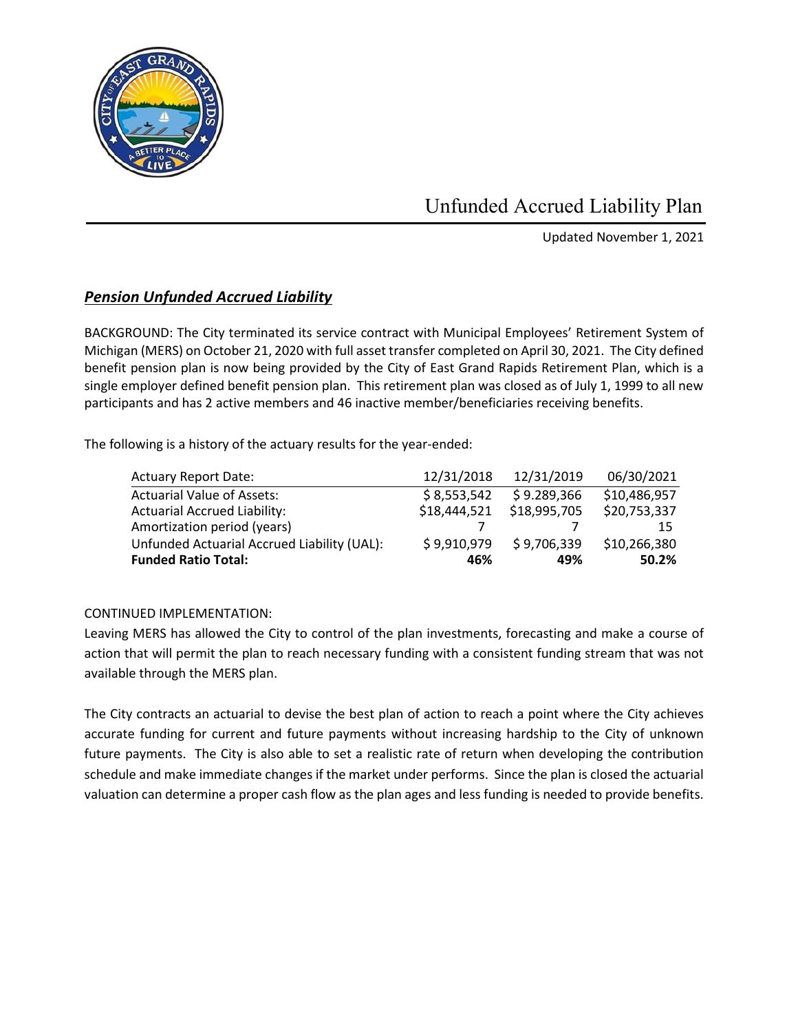# Unfunded Accrued Liability Plan

Updated November 1, 2021

## ***Pension Unfunded Accrued Liability***

BACKGROUND: The City terminated its service contract with Municipal Employees' Retirement System of Michigan (MERS) on October 21, 2020 with full asset transfer completed on April 30, 2021. The City defined benefit pension plan is now being provided by the City of East Grand Rapids Retirement Plan, which is a single employer defined benefit pension plan. This retirement plan was closed as of July 1, 1999 to all new participants and has 2 active members and 46 inactive member/beneficiaries receiving benefits.

The following is a history of the actuary results for the year-ended:

| Actuary Report Date: | 12/31/2018 | 12/31/2019 | 06/30/2021 |
|---|---|---|---|
| Actuarial Value of Assets: | $ 8,553,542 | $ 9.289,366 | $10,486,957 |
| Actuarial Accrued Liability: | $18,444,521 | $18,995,705 | $20,753,337 |
| Amortization period (years) | 7 | 7 | 15 |
| Unfunded Actuarial Accrued Liability (UAL): | $ 9,910,979 | $ 9,706,339 | $10,266,380 |
| **Funded Ratio Total:** | **46%** | **49%** | **50.2%** |

CONTINUED IMPLEMENTATION:

Leaving MERS has allowed the City to control of the plan investments, forecasting and make a course of action that will permit the plan to reach necessary funding with a consistent funding stream that was not available through the MERS plan.

The City contracts an actuarial to devise the best plan of action to reach a point where the City achieves accurate funding for current and future payments without increasing hardship to the City of unknown future payments. The City is also able to set a realistic rate of return when developing the contribution schedule and make immediate changes if the market under performs. Since the plan is closed the actuarial valuation can determine a proper cash flow as the plan ages and less funding is needed to provide benefits.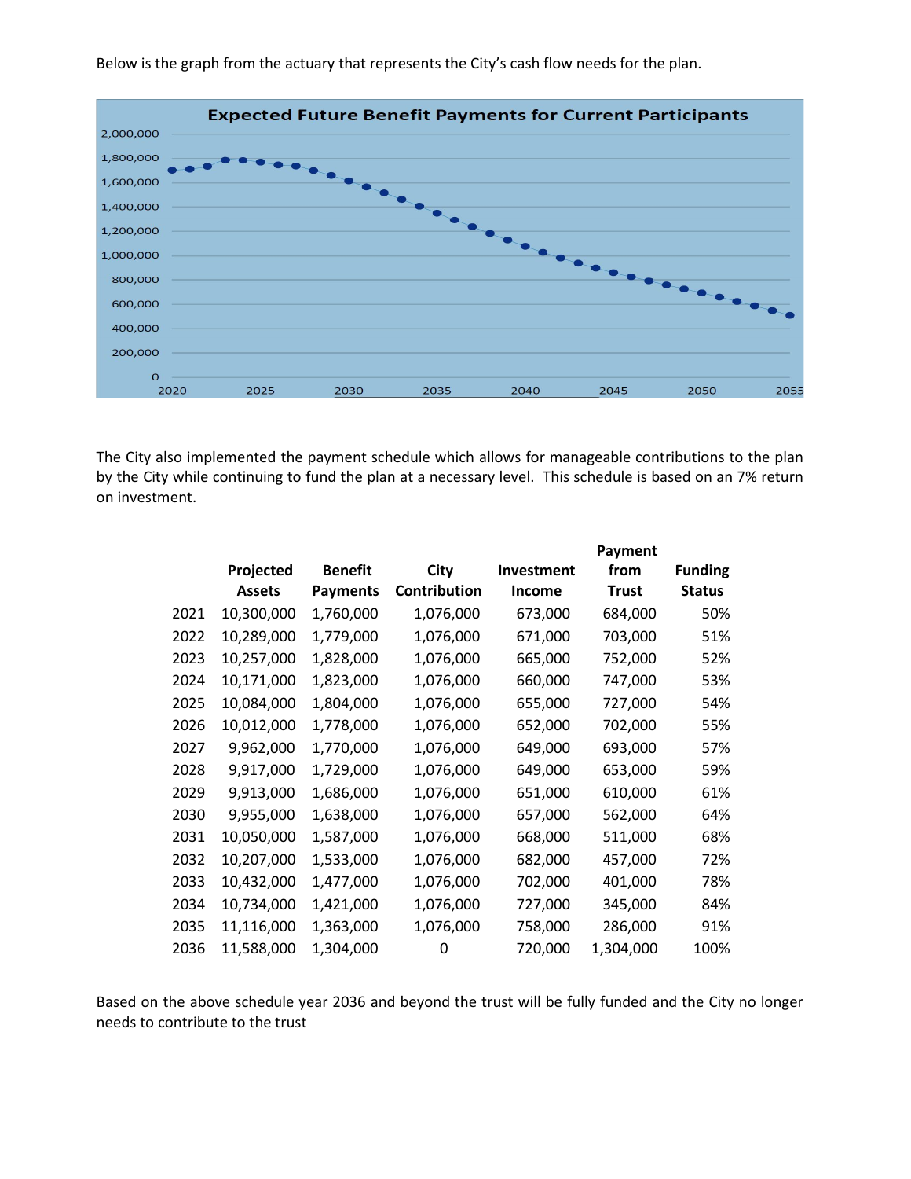Below is the graph from the actuary that represents the City's cash flow needs for the plan.

The City also implemented the payment schedule which allows for manageable contributions to the plan by the City while continuing to fund the plan at a necessary level. This schedule is based on an 7% return on investment.

| | Projected Assets | Benefit Payments | City Contribution | Investment Income | Payment from Trust | Funding Status |
|---|---|---|---|---|---|---|
| 2021 | 10,300,000 | 1,760,000 | 1,076,000 | 673,000 | 684,000 | 50% |
| 2022 | 10,289,000 | 1,779,000 | 1,076,000 | 671,000 | 703,000 | 51% |
| 2023 | 10,257,000 | 1,828,000 | 1,076,000 | 665,000 | 752,000 | 52% |
| 2024 | 10,171,000 | 1,823,000 | 1,076,000 | 660,000 | 747,000 | 53% |
| 2025 | 10,084,000 | 1,804,000 | 1,076,000 | 655,000 | 727,000 | 54% |
| 2026 | 10,012,000 | 1,778,000 | 1,076,000 | 652,000 | 702,000 | 55% |
| 2027 | 9,962,000 | 1,770,000 | 1,076,000 | 649,000 | 693,000 | 57% |
| 2028 | 9,917,000 | 1,729,000 | 1,076,000 | 649,000 | 653,000 | 59% |
| 2029 | 9,913,000 | 1,686,000 | 1,076,000 | 651,000 | 610,000 | 61% |
| 2030 | 9,955,000 | 1,638,000 | 1,076,000 | 657,000 | 562,000 | 64% |
| 2031 | 10,050,000 | 1,587,000 | 1,076,000 | 668,000 | 511,000 | 68% |
| 2032 | 10,207,000 | 1,533,000 | 1,076,000 | 682,000 | 457,000 | 72% |
| 2033 | 10,432,000 | 1,477,000 | 1,076,000 | 702,000 | 401,000 | 78% |
| 2034 | 10,734,000 | 1,421,000 | 1,076,000 | 727,000 | 345,000 | 84% |
| 2035 | 11,116,000 | 1,363,000 | 1,076,000 | 758,000 | 286,000 | 91% |
| 2036 | 11,588,000 | 1,304,000 | 0 | 720,000 | 1,304,000 | 100% |

Based on the above schedule year 2036 and beyond the trust will be fully funded and the City no longer needs to contribute to the trust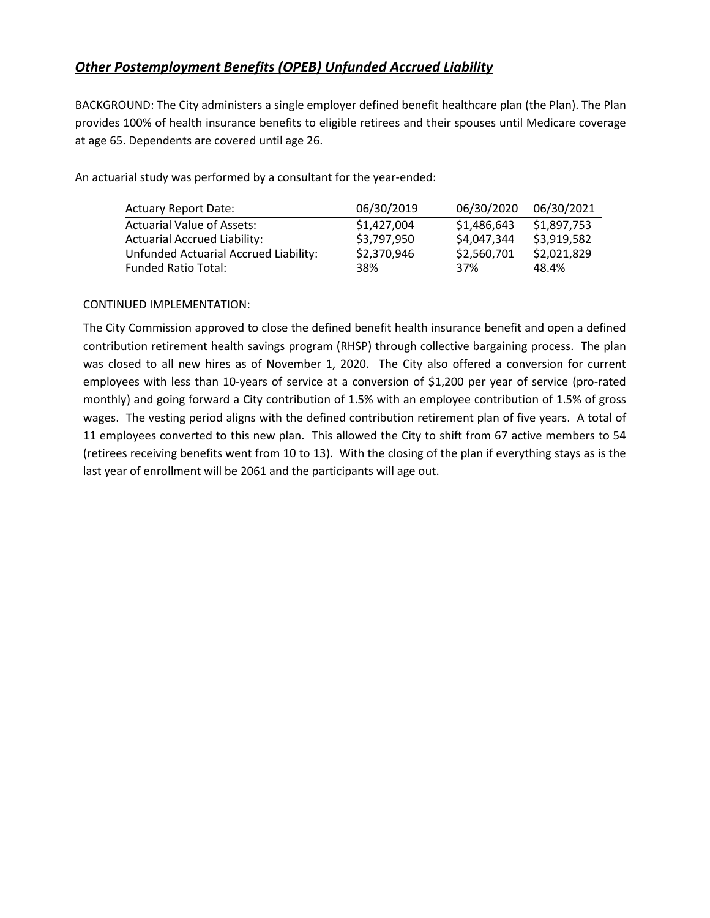## ***Other Postemployment Benefits (OPEB) Unfunded Accrued Liability***

BACKGROUND: The City administers a single employer defined benefit healthcare plan (the Plan). The Plan provides 100% of health insurance benefits to eligible retirees and their spouses until Medicare coverage at age 65. Dependents are covered until age 26.

An actuarial study was performed by a consultant for the year-ended:

| Actuary Report Date: | 06/30/2019 | 06/30/2020 | 06/30/2021 |
|---|---|---|---|
| Actuarial Value of Assets: | $1,427,004 | $1,486,643 | $1,897,753 |
| Actuarial Accrued Liability: | $3,797,950 | $4,047,344 | $3,919,582 |
| Unfunded Actuarial Accrued Liability: | $2,370,946 | $2,560,701 | $2,021,829 |
| Funded Ratio Total: | 38% | 37% | 48.4% |

CONTINUED IMPLEMENTATION:

The City Commission approved to close the defined benefit health insurance benefit and open a defined contribution retirement health savings program (RHSP) through collective bargaining process. The plan was closed to all new hires as of November 1, 2020. The City also offered a conversion for current employees with less than 10-years of service at a conversion of $1,200 per year of service (pro-rated monthly) and going forward a City contribution of 1.5% with an employee contribution of 1.5% of gross wages. The vesting period aligns with the defined contribution retirement plan of five years. A total of 11 employees converted to this new plan. This allowed the City to shift from 67 active members to 54 (retirees receiving benefits went from 10 to 13). With the closing of the plan if everything stays as is the last year of enrollment will be 2061 and the participants will age out.